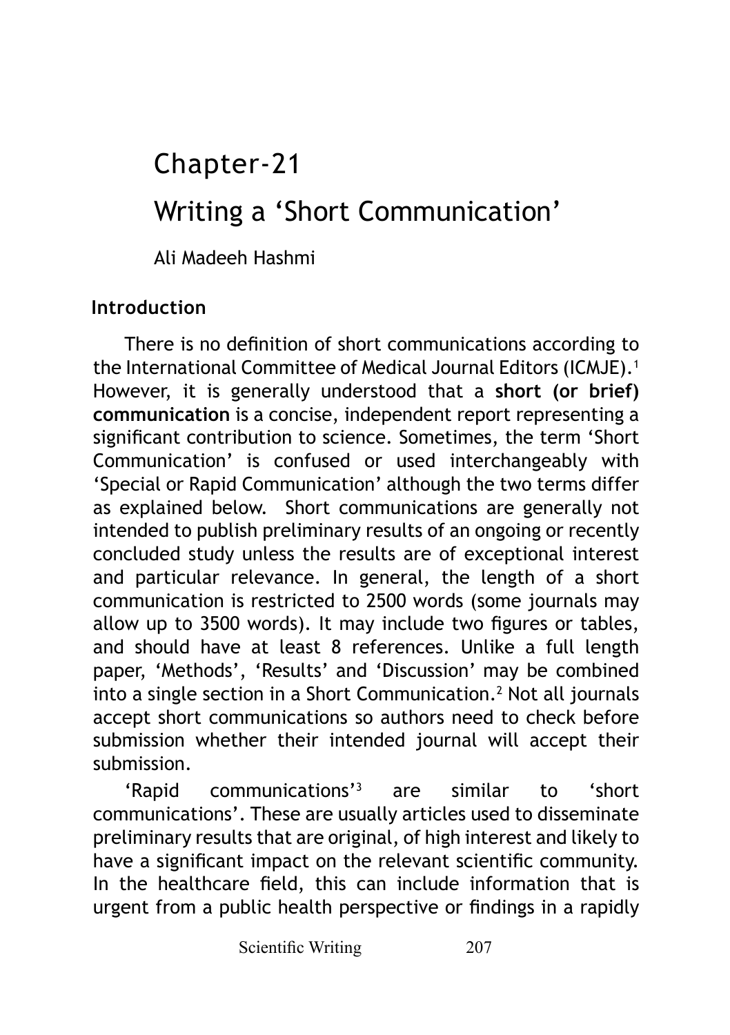# Chapter-21

# Writing a 'Short Communication'

Ali Madeeh Hashmi

## Introduction

There is no definition of short communications according to the International Committee of Medical Journal Editors (ICMJE).[1] However, it is generally understood that a **short (or brief) communication** is a concise, independent report representing a significant contribution to science. Sometimes, the term 'Short Communication' is confused or used interchangeably with 'Special or Rapid Communication' although the two terms differ as explained below. Short communications are generally not intended to publish preliminary results of an ongoing or recently concluded study unless the results are of exceptional interest and particular relevance. In general, the length of a short communication is restricted to 2500 words (some journals may allow up to 3500 words). It may include two figures or tables, and should have at least 8 references. Unlike a full length paper, 'Methods', 'Results' and 'Discussion' may be combined into a single section in a Short Communication.[2] Not all journals accept short communications so authors need to check before submission whether their intended journal will accept their submission.

'Rapid communications'[3] are similar to 'short communications'. These are usually articles used to disseminate preliminary results that are original, of high interest and likely to have a significant impact on the relevant scientific community. In the healthcare field, this can include information that is urgent from a public health perspective or findings in a rapidly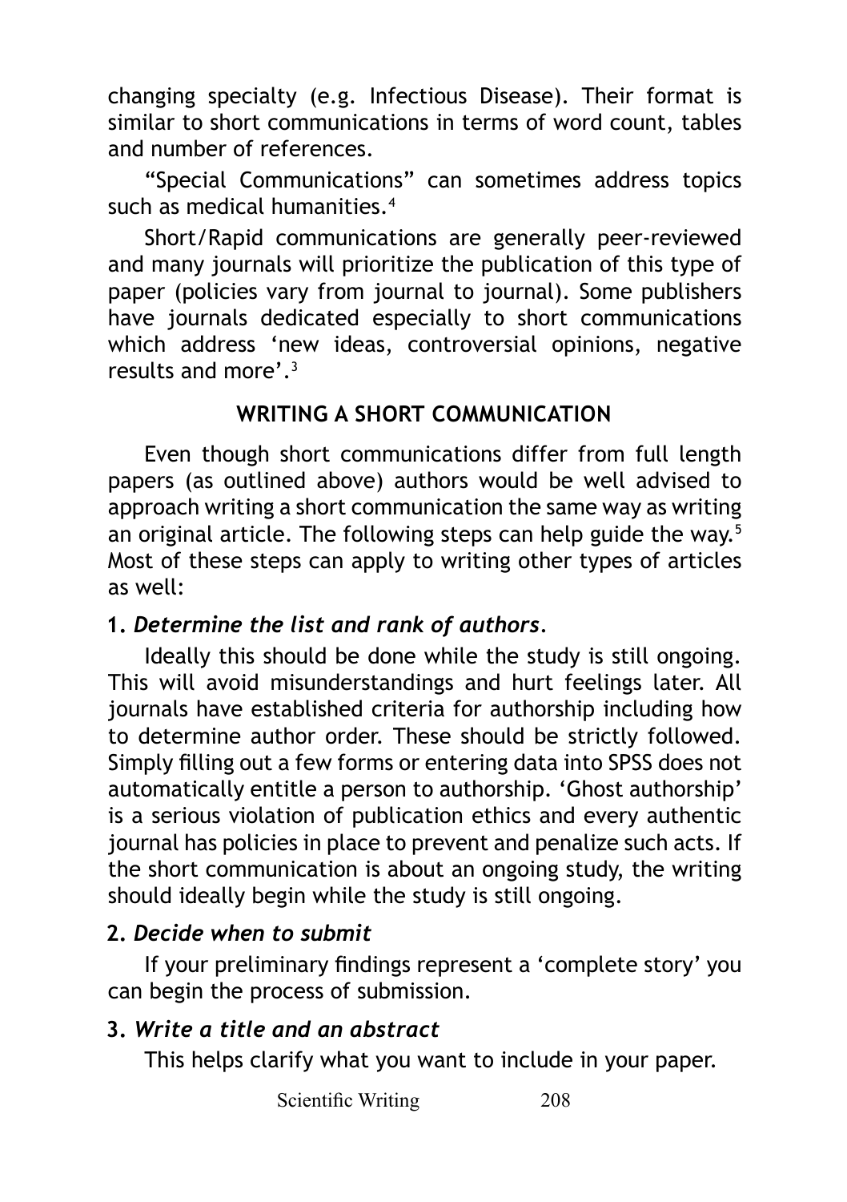changing specialty (e.g. Infectious Disease). Their format is similar to short communications in terms of word count, tables and number of references.

"Special Communications" can sometimes address topics such as medical humanities.[4]

Short/Rapid communications are generally peer-reviewed and many journals will prioritize the publication of this type of paper (policies vary from journal to journal). Some publishers have journals dedicated especially to short communications which address 'new ideas, controversial opinions, negative results and more'.[3]

## WRITING A SHORT COMMUNICATION

Even though short communications differ from full length papers (as outlined above) authors would be well advised to approach writing a short communication the same way as writing an original article. The following steps can help guide the way.[5] Most of these steps can apply to writing other types of articles as well:

**1.** ***Determine the list and rank of authors.***

Ideally this should be done while the study is still ongoing. This will avoid misunderstandings and hurt feelings later. All journals have established criteria for authorship including how to determine author order. These should be strictly followed. Simply filling out a few forms or entering data into SPSS does not automatically entitle a person to authorship. 'Ghost authorship' is a serious violation of publication ethics and every authentic journal has policies in place to prevent and penalize such acts. If the short communication is about an ongoing study, the writing should ideally begin while the study is still ongoing.

**2.** ***Decide when to submit***

If your preliminary findings represent a 'complete story' you can begin the process of submission.

**3.** ***Write a title and an abstract***

This helps clarify what you want to include in your paper.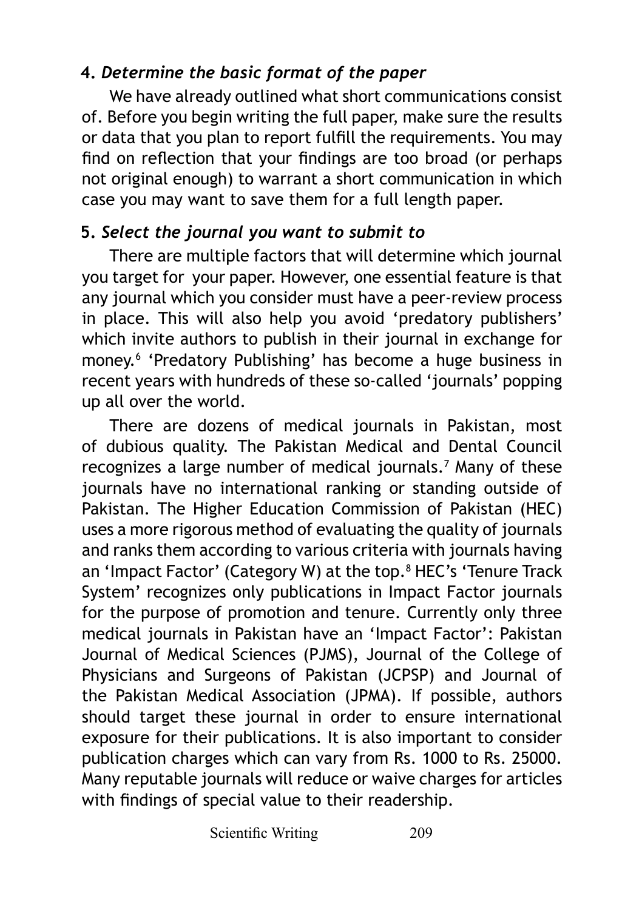### 4. *Determine the basic format of the paper*

We have already outlined what short communications consist of. Before you begin writing the full paper, make sure the results or data that you plan to report fulfill the requirements. You may find on reflection that your findings are too broad (or perhaps not original enough) to warrant a short communication in which case you may want to save them for a full length paper.

### 5. *Select the journal you want to submit to*

There are multiple factors that will determine which journal you target for your paper. However, one essential feature is that any journal which you consider must have a peer-review process in place. This will also help you avoid 'predatory publishers' which invite authors to publish in their journal in exchange for money.[6] 'Predatory Publishing' has become a huge business in recent years with hundreds of these so-called 'journals' popping up all over the world.

There are dozens of medical journals in Pakistan, most of dubious quality. The Pakistan Medical and Dental Council recognizes a large number of medical journals.[7] Many of these journals have no international ranking or standing outside of Pakistan. The Higher Education Commission of Pakistan (HEC) uses a more rigorous method of evaluating the quality of journals and ranks them according to various criteria with journals having an 'Impact Factor' (Category W) at the top.[8] HEC's 'Tenure Track System' recognizes only publications in Impact Factor journals for the purpose of promotion and tenure. Currently only three medical journals in Pakistan have an 'Impact Factor': Pakistan Journal of Medical Sciences (PJMS), Journal of the College of Physicians and Surgeons of Pakistan (JCPSP) and Journal of the Pakistan Medical Association (JPMA). If possible, authors should target these journal in order to ensure international exposure for their publications. It is also important to consider publication charges which can vary from Rs. 1000 to Rs. 25000. Many reputable journals will reduce or waive charges for articles with findings of special value to their readership.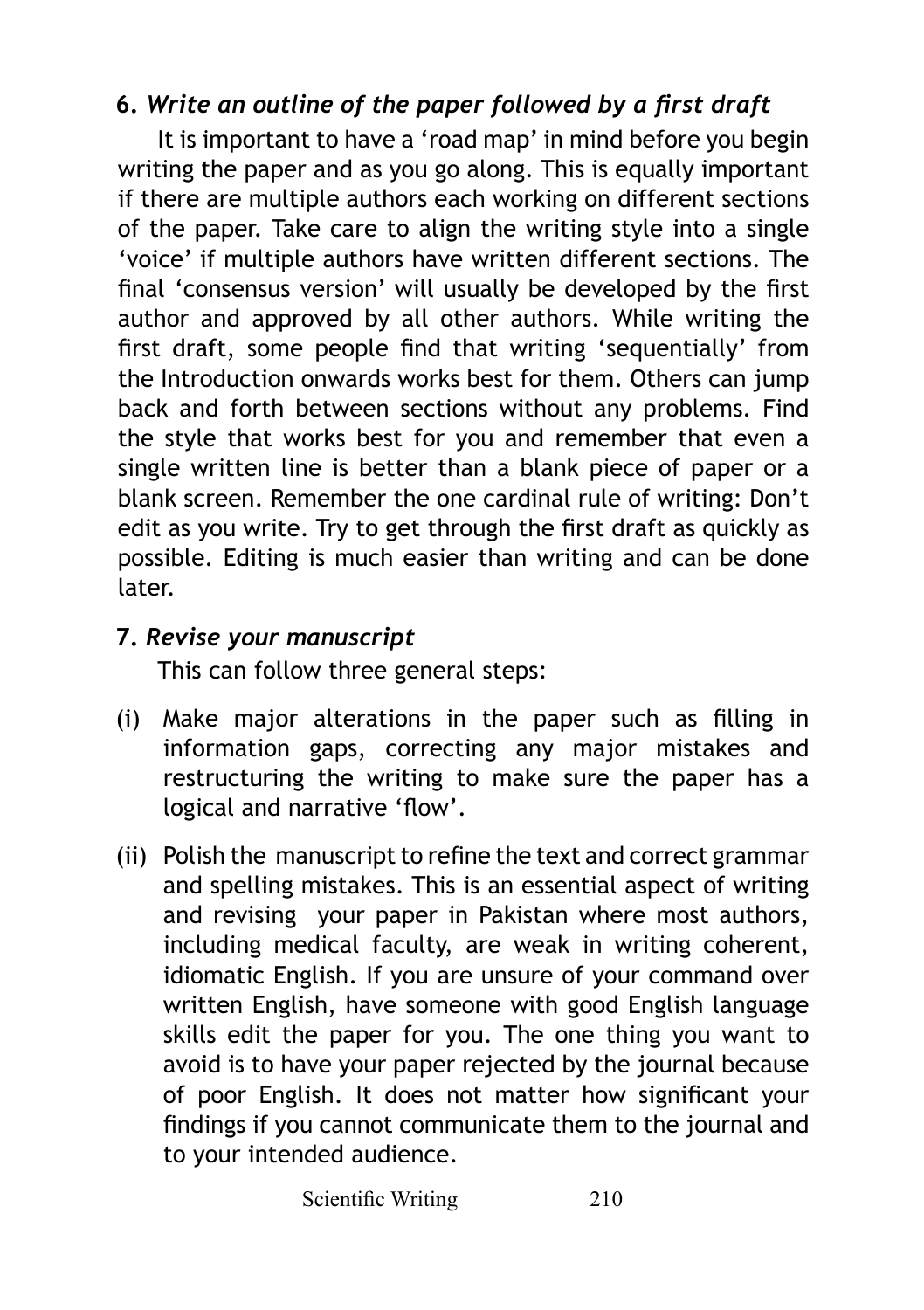**6.** ***Write an outline of the paper followed by a first draft***

It is important to have a 'road map' in mind before you begin writing the paper and as you go along. This is equally important if there are multiple authors each working on different sections of the paper. Take care to align the writing style into a single 'voice' if multiple authors have written different sections. The final 'consensus version' will usually be developed by the first author and approved by all other authors. While writing the first draft, some people find that writing 'sequentially' from the Introduction onwards works best for them. Others can jump back and forth between sections without any problems. Find the style that works best for you and remember that even a single written line is better than a blank piece of paper or a blank screen. Remember the one cardinal rule of writing: Don't edit as you write. Try to get through the first draft as quickly as possible. Editing is much easier than writing and can be done later.

**7.** ***Revise your manuscript***

This can follow three general steps:

(i) Make major alterations in the paper such as filling in information gaps, correcting any major mistakes and restructuring the writing to make sure the paper has a logical and narrative 'flow'.

(ii) Polish the manuscript to refine the text and correct grammar and spelling mistakes. This is an essential aspect of writing and revising your paper in Pakistan where most authors, including medical faculty, are weak in writing coherent, idiomatic English. If you are unsure of your command over written English, have someone with good English language skills edit the paper for you. The one thing you want to avoid is to have your paper rejected by the journal because of poor English. It does not matter how significant your findings if you cannot communicate them to the journal and to your intended audience.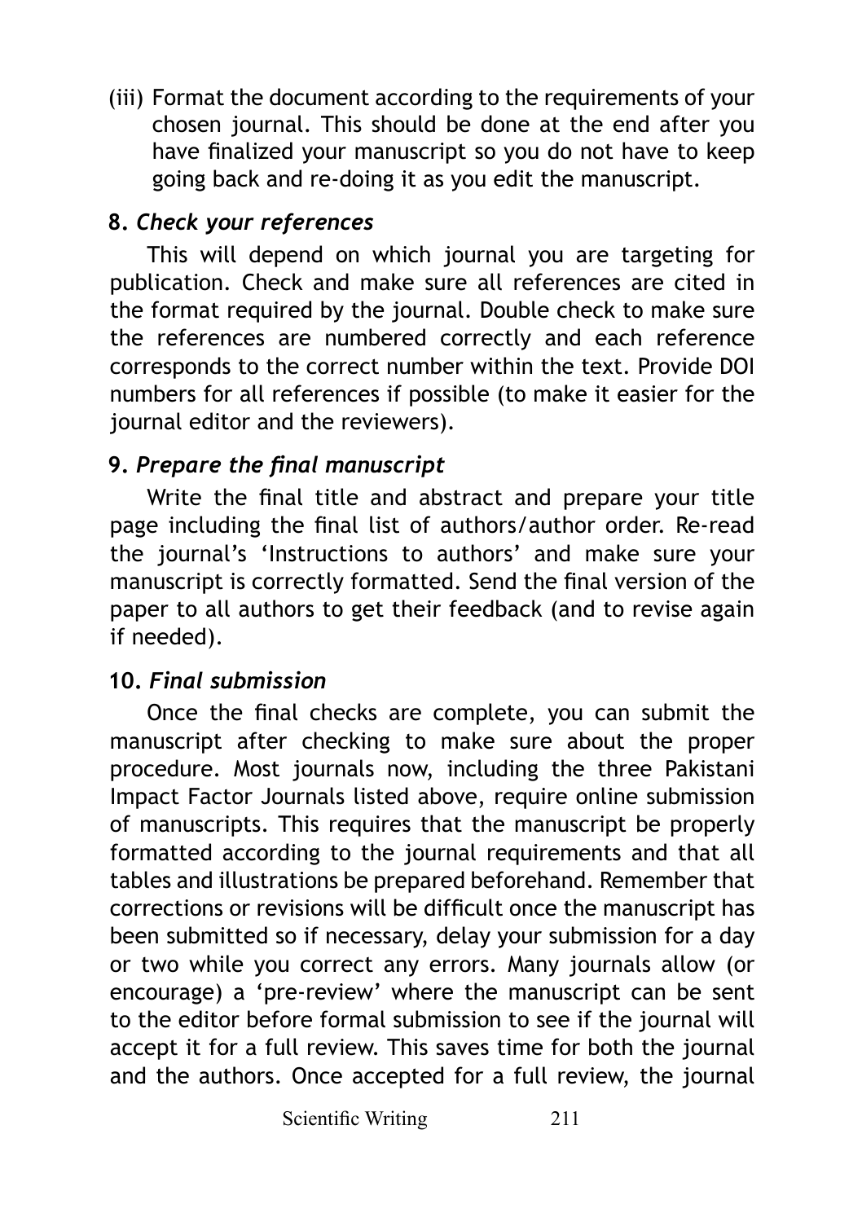(iii) Format the document according to the requirements of your chosen journal. This should be done at the end after you have finalized your manuscript so you do not have to keep going back and re-doing it as you edit the manuscript.

**8. *Check your references***

This will depend on which journal you are targeting for publication. Check and make sure all references are cited in the format required by the journal. Double check to make sure the references are numbered correctly and each reference corresponds to the correct number within the text. Provide DOI numbers for all references if possible (to make it easier for the journal editor and the reviewers).

**9. *Prepare the final manuscript***

Write the final title and abstract and prepare your title page including the final list of authors/author order. Re-read the journal's 'Instructions to authors' and make sure your manuscript is correctly formatted. Send the final version of the paper to all authors to get their feedback (and to revise again if needed).

**10. *Final submission***

Once the final checks are complete, you can submit the manuscript after checking to make sure about the proper procedure. Most journals now, including the three Pakistani Impact Factor Journals listed above, require online submission of manuscripts. This requires that the manuscript be properly formatted according to the journal requirements and that all tables and illustrations be prepared beforehand. Remember that corrections or revisions will be difficult once the manuscript has been submitted so if necessary, delay your submission for a day or two while you correct any errors. Many journals allow (or encourage) a 'pre-review' where the manuscript can be sent to the editor before formal submission to see if the journal will accept it for a full review. This saves time for both the journal and the authors. Once accepted for a full review, the journal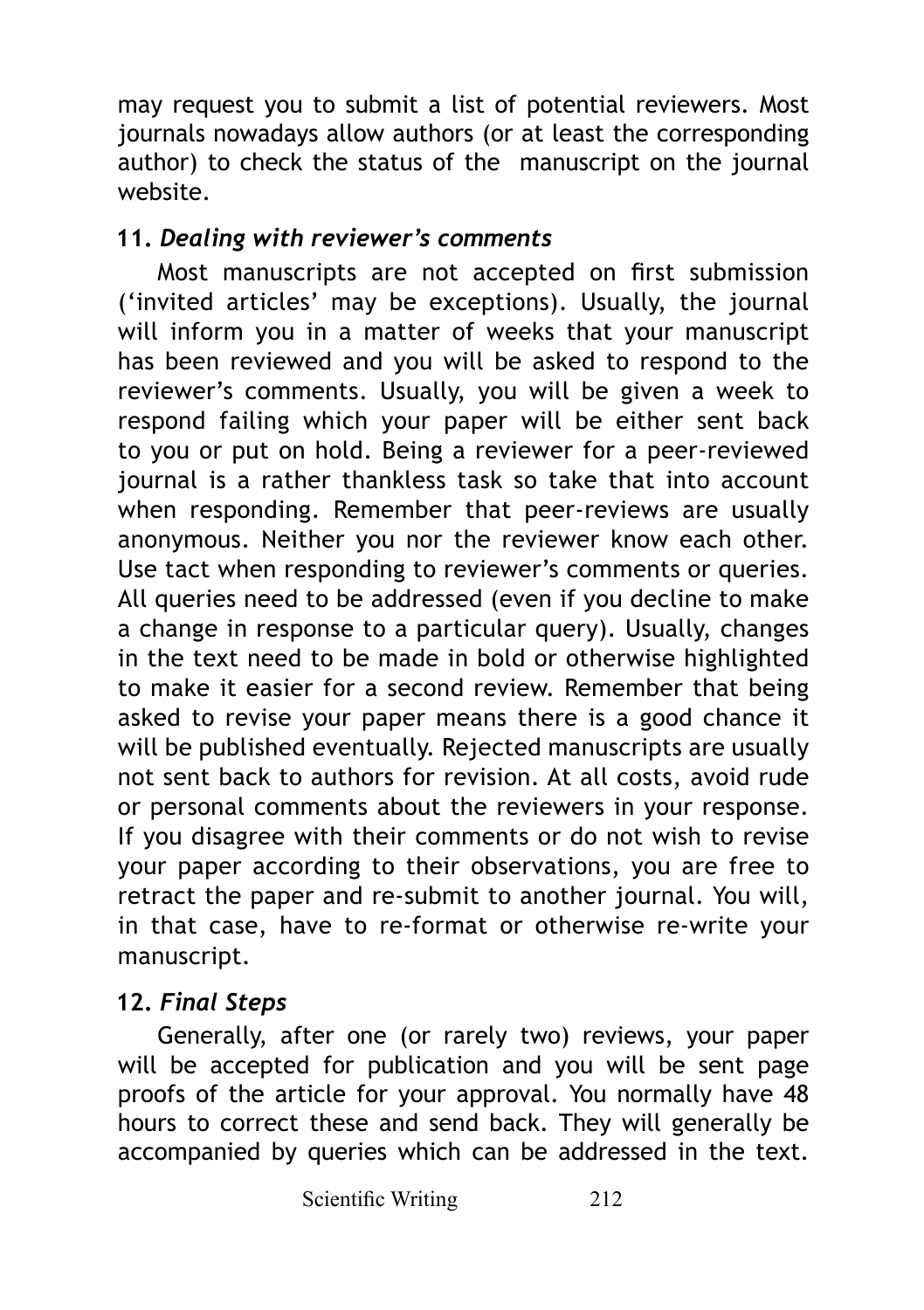may request you to submit a list of potential reviewers. Most journals nowadays allow authors (or at least the corresponding author) to check the status of the manuscript on the journal website.

### 11. *Dealing with reviewer's comments*

Most manuscripts are not accepted on first submission ('invited articles' may be exceptions). Usually, the journal will inform you in a matter of weeks that your manuscript has been reviewed and you will be asked to respond to the reviewer's comments. Usually, you will be given a week to respond failing which your paper will be either sent back to you or put on hold. Being a reviewer for a peer-reviewed journal is a rather thankless task so take that into account when responding. Remember that peer-reviews are usually anonymous. Neither you nor the reviewer know each other. Use tact when responding to reviewer's comments or queries. All queries need to be addressed (even if you decline to make a change in response to a particular query). Usually, changes in the text need to be made in bold or otherwise highlighted to make it easier for a second review. Remember that being asked to revise your paper means there is a good chance it will be published eventually. Rejected manuscripts are usually not sent back to authors for revision. At all costs, avoid rude or personal comments about the reviewers in your response. If you disagree with their comments or do not wish to revise your paper according to their observations, you are free to retract the paper and re-submit to another journal. You will, in that case, have to re-format or otherwise re-write your manuscript.

### 12. *Final Steps*

Generally, after one (or rarely two) reviews, your paper will be accepted for publication and you will be sent page proofs of the article for your approval. You normally have 48 hours to correct these and send back. They will generally be accompanied by queries which can be addressed in the text.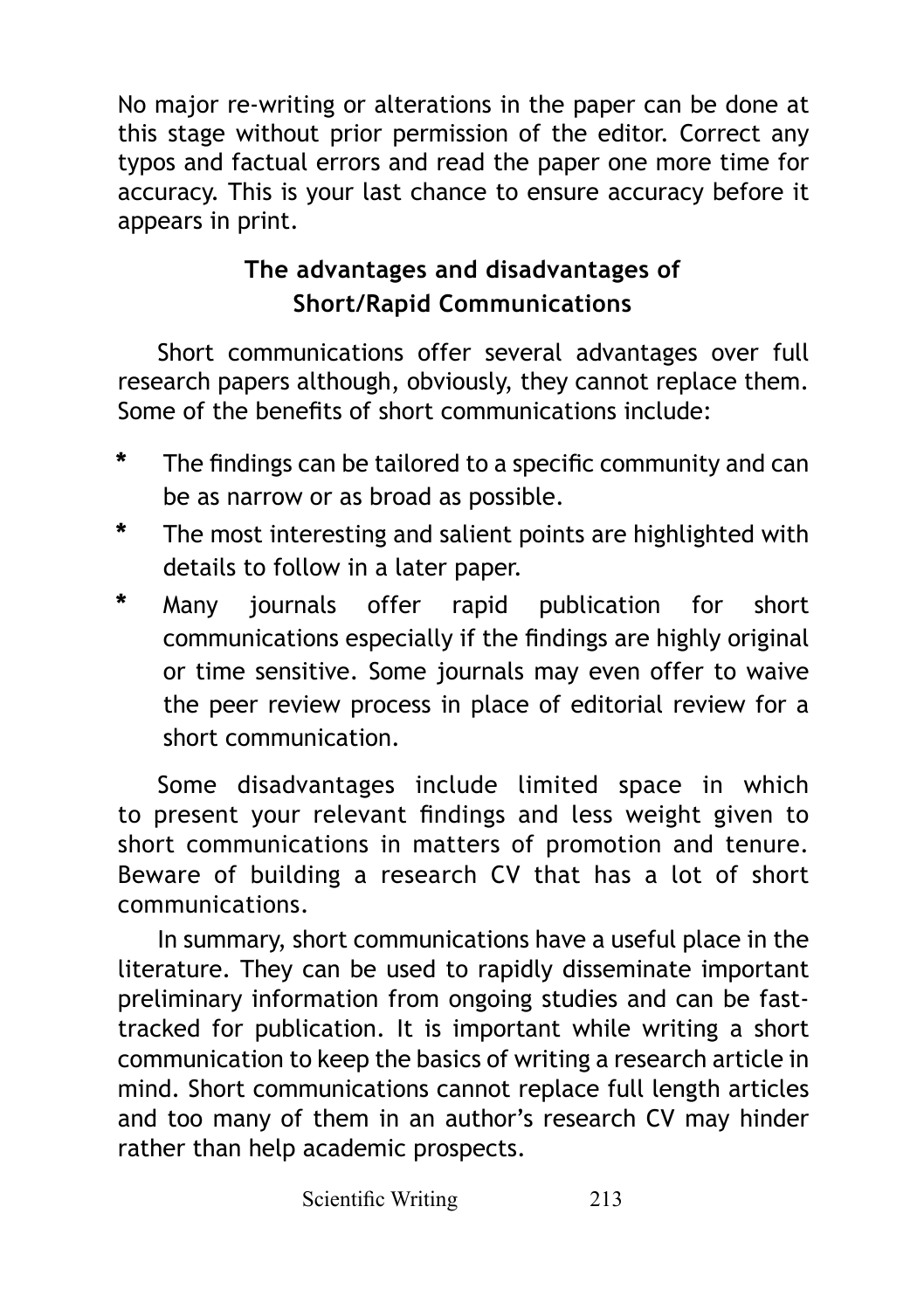No major re-writing or alterations in the paper can be done at this stage without prior permission of the editor. Correct any typos and factual errors and read the paper one more time for accuracy. This is your last chance to ensure accuracy before it appears in print.

## The advantages and disadvantages of Short/Rapid Communications

Short communications offer several advantages over full research papers although, obviously, they cannot replace them. Some of the benefits of short communications include:

* The findings can be tailored to a specific community and can be as narrow or as broad as possible.
* The most interesting and salient points are highlighted with details to follow in a later paper.
* Many journals offer rapid publication for short communications especially if the findings are highly original or time sensitive. Some journals may even offer to waive the peer review process in place of editorial review for a short communication.

Some disadvantages include limited space in which to present your relevant findings and less weight given to short communications in matters of promotion and tenure. Beware of building a research CV that has a lot of short communications.

In summary, short communications have a useful place in the literature. They can be used to rapidly disseminate important preliminary information from ongoing studies and can be fast-tracked for publication. It is important while writing a short communication to keep the basics of writing a research article in mind. Short communications cannot replace full length articles and too many of them in an author's research CV may hinder rather than help academic prospects.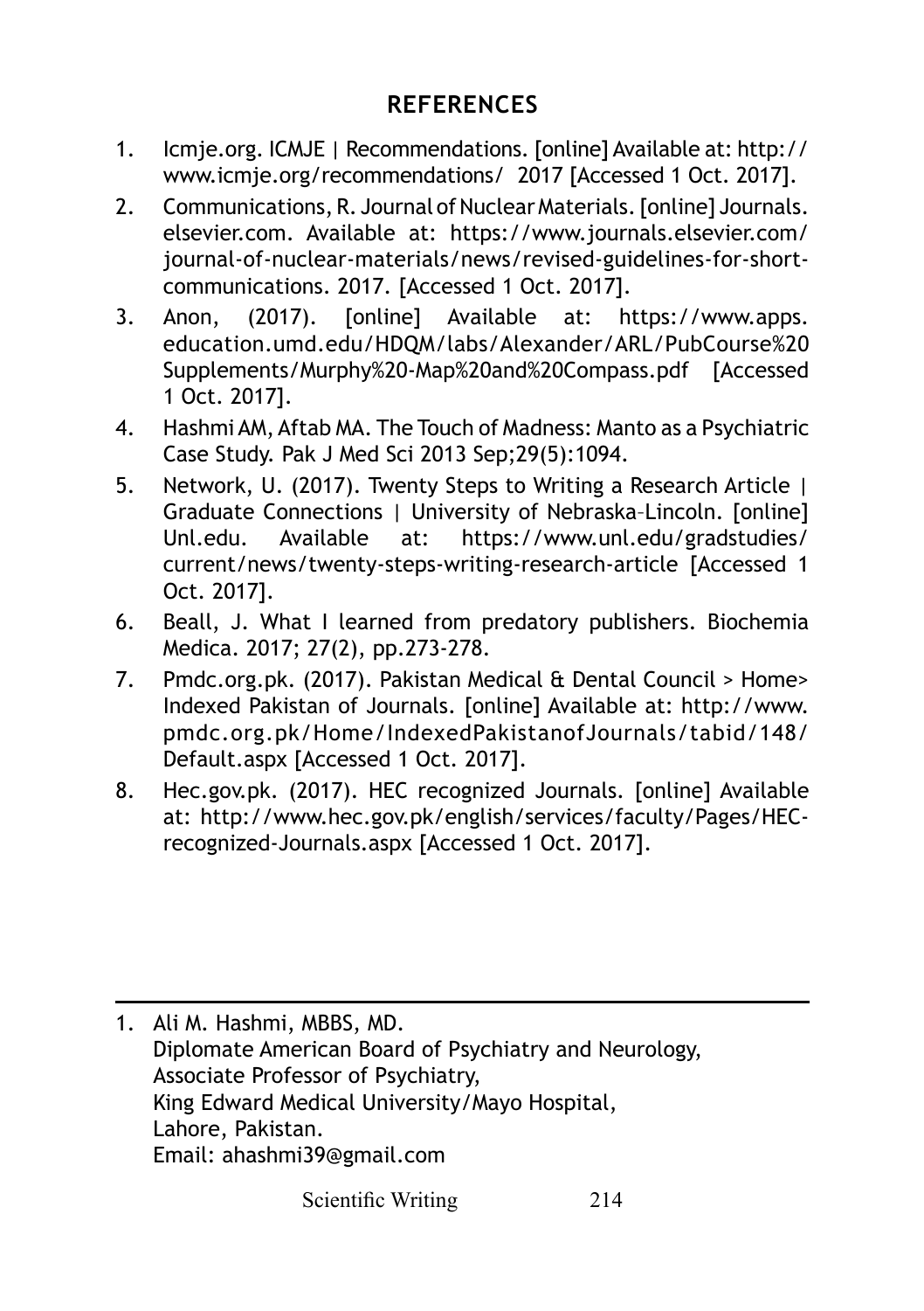## REFERENCES

1. Icmje.org. ICMJE | Recommendations. [online] Available at: http://www.icmje.org/recommendations/ 2017 [Accessed 1 Oct. 2017].
2. Communications, R. Journal of Nuclear Materials. [online] Journals.elsevier.com. Available at: https://www.journals.elsevier.com/journal-of-nuclear-materials/news/revised-guidelines-for-short-communications. 2017. [Accessed 1 Oct. 2017].
3. Anon, (2017). [online] Available at: https://www.apps.education.umd.edu/HDQM/labs/Alexander/ARL/PubCourse%20Supplements/Murphy%20-Map%20and%20Compass.pdf [Accessed 1 Oct. 2017].
4. Hashmi AM, Aftab MA. The Touch of Madness: Manto as a Psychiatric Case Study. Pak J Med Sci 2013 Sep;29(5):1094.
5. Network, U. (2017). Twenty Steps to Writing a Research Article | Graduate Connections | University of Nebraska–Lincoln. [online] Unl.edu. Available at: https://www.unl.edu/gradstudies/current/news/twenty-steps-writing-research-article [Accessed 1 Oct. 2017].
6. Beall, J. What I learned from predatory publishers. Biochemia Medica. 2017; 27(2), pp.273-278.
7. Pmdc.org.pk. (2017). Pakistan Medical & Dental Council > Home> Indexed Pakistan of Journals. [online] Available at: http://www.pmdc.org.pk/Home/IndexedPakistanofJournals/tabid/148/Default.aspx [Accessed 1 Oct. 2017].
8. Hec.gov.pk. (2017). HEC recognized Journals. [online] Available at: http://www.hec.gov.pk/english/services/faculty/Pages/HEC-recognized-Journals.aspx [Accessed 1 Oct. 2017].

---

1. Ali M. Hashmi, MBBS, MD.
   Diplomate American Board of Psychiatry and Neurology,
   Associate Professor of Psychiatry,
   King Edward Medical University/Mayo Hospital,
   Lahore, Pakistan.
   Email: ahashmi39@gmail.com